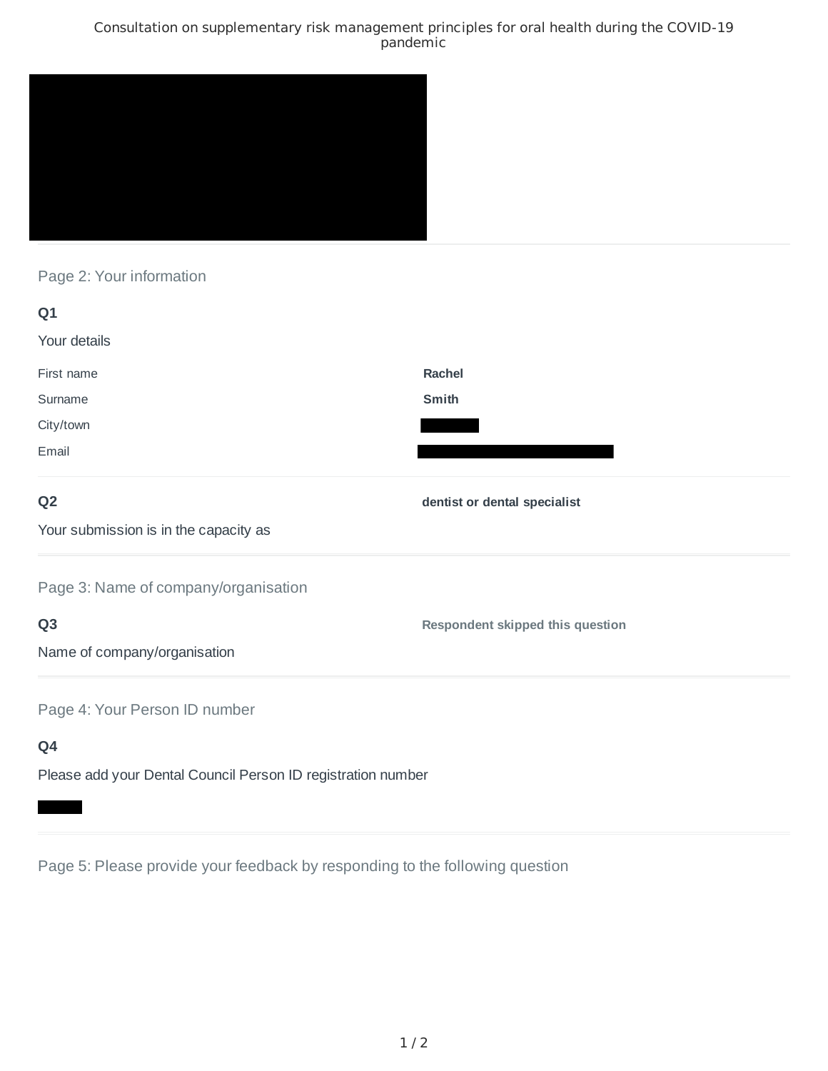# Consultation on supplementary risk management principles for oral health during the COVID-19 pandemic

## Page 2: Your information

**Q1**

Your details

| | |
|---|---|
| First name | **Rachel** |
| Surname | **Smith** |
| City/town | |
| Email | |

**Q2**

Your submission is in the capacity as

**dentist or dental specialist**

## Page 3: Name of company/organisation

**Q3**

Name of company/organisation

**Respondent skipped this question**

## Page 4: Your Person ID number

**Q4**

Please add your Dental Council Person ID registration number

## Page 5: Please provide your feedback by responding to the following question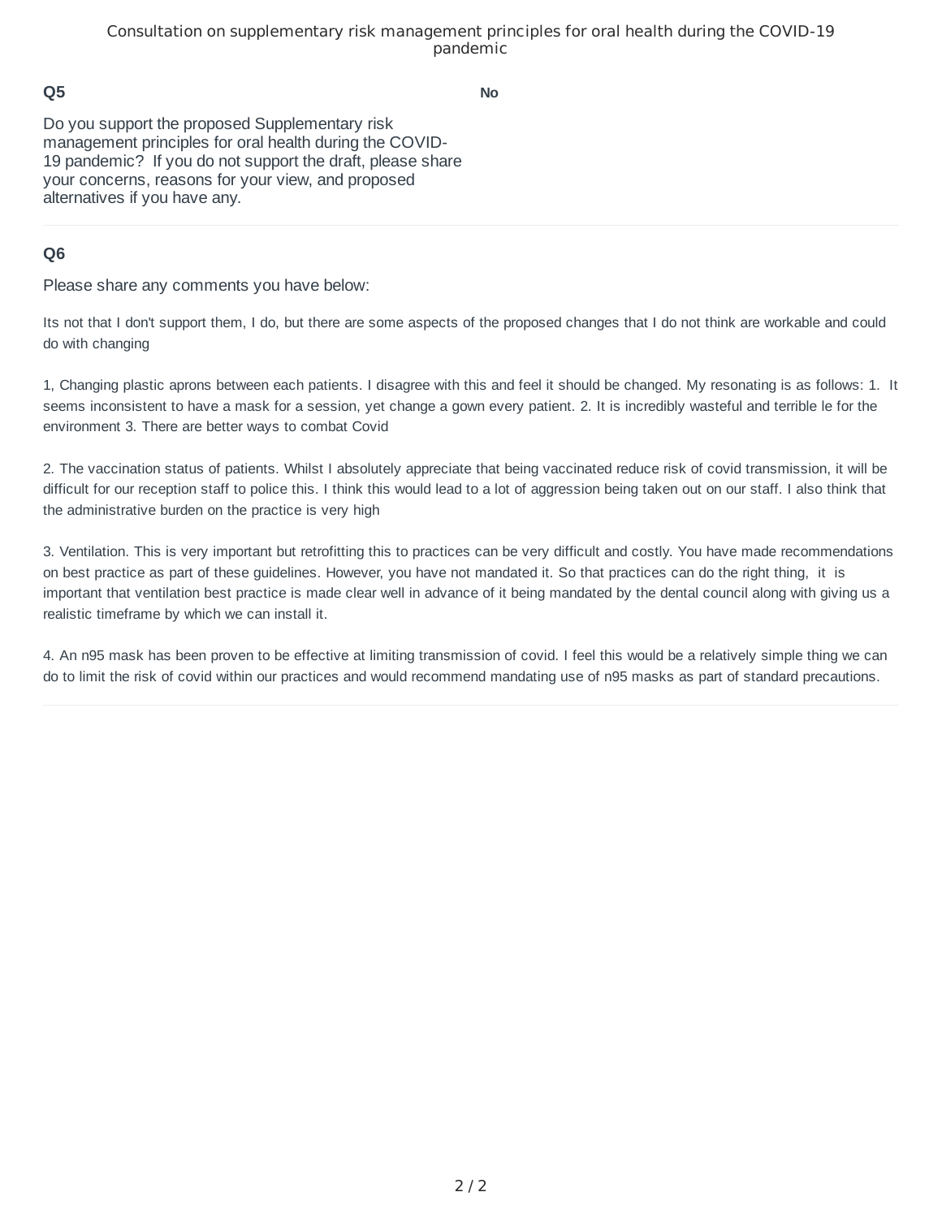### Q5

Do you support the proposed Supplementary risk management principles for oral health during the COVID-19 pandemic? If you do not support the draft, please share your concerns, reasons for your view, and proposed alternatives if you have any.

**No**

### Q6

Please share any comments you have below:

Its not that I don't support them, I do, but there are some aspects of the proposed changes that I do not think are workable and could do with changing

1, Changing plastic aprons between each patients. I disagree with this and feel it should be changed. My resonating is as follows: 1. It seems inconsistent to have a mask for a session, yet change a gown every patient. 2. It is incredibly wasteful and terrible le for the environment 3. There are better ways to combat Covid

2. The vaccination status of patients. Whilst I absolutely appreciate that being vaccinated reduce risk of covid transmission, it will be difficult for our reception staff to police this. I think this would lead to a lot of aggression being taken out on our staff. I also think that the administrative burden on the practice is very high

3. Ventilation. This is very important but retrofitting this to practices can be very difficult and costly. You have made recommendations on best practice as part of these guidelines. However, you have not mandated it. So that practices can do the right thing, it is important that ventilation best practice is made clear well in advance of it being mandated by the dental council along with giving us a realistic timeframe by which we can install it.

4. An n95 mask has been proven to be effective at limiting transmission of covid. I feel this would be a relatively simple thing we can do to limit the risk of covid within our practices and would recommend mandating use of n95 masks as part of standard precautions.